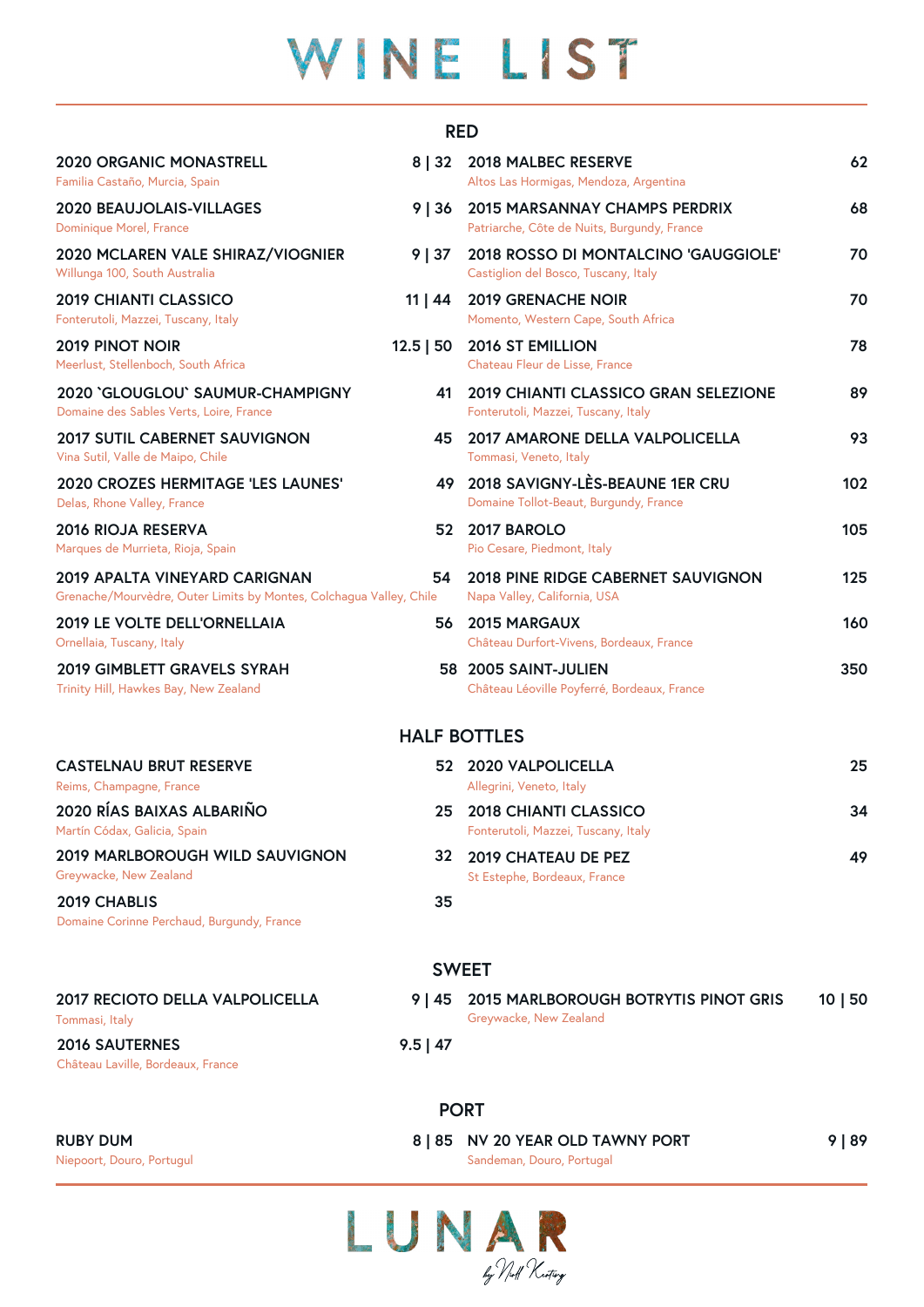# WINE LIST

## RED

**2020 ORGANIC MONASTRELL** 8 | 32
Familia Castaño, Murcia, Spain

**2020 BEAUJOLAIS-VILLAGES** 9 | 36
Dominique Morel, France

**2020 MCLAREN VALE SHIRAZ/VIOGNIER** 9 | 37
Willunga 100, South Australia

**2019 CHIANTI CLASSICO** 11 | 44
Fonterutoli, Mazzei, Tuscany, Italy

**2019 PINOT NOIR** 12.5 | 50
Meerlust, Stellenbosch, South Africa

**2020 `GLOUGLOU` SAUMUR-CHAMPIGNY** 41
Domaine des Sables Verts, Loire, France

**2017 SUTIL CABERNET SAUVIGNON** 45
Vina Sutil, Valle de Maipo, Chile

**2020 CROZES HERMITAGE 'LES LAUNES'** 49
Delas, Rhone Valley, France

**2016 RIOJA RESERVA** 52
Marques de Murrieta, Rioja, Spain

**2019 APALTA VINEYARD CARIGNAN** 54
Grenache/Mourvèdre, Outer Limits by Montes, Colchagua Valley, Chile

**2019 LE VOLTE DELL'ORNELLAIA** 56
Ornellaia, Tuscany, Italy

**2019 GIMBLETT GRAVELS SYRAH** 58
Trinity Hill, Hawkes Bay, New Zealand

**2018 MALBEC RESERVE** 62
Altos Las Hormigas, Mendoza, Argentina

**2015 MARSANNAY CHAMPS PERDRIX** 68
Patriarche, Côte de Nuits, Burgundy, France

**2018 ROSSO DI MONTALCINO 'GAUGGIOLE'** 70
Castiglion del Bosco, Tuscany, Italy

**2019 GRENACHE NOIR** 70
Momento, Western Cape, South Africa

**2016 ST EMILLION** 78
Chateau Fleur de Lisse, France

**2019 CHIANTI CLASSICO GRAN SELEZIONE** 89
Fonterutoli, Mazzei, Tuscany, Italy

**2017 AMARONE DELLA VALPOLICELLA** 93
Tommasi, Veneto, Italy

**2018 SAVIGNY-LÈS-BEAUNE 1ER CRU** 102
Domaine Tollot-Beaut, Burgundy, France

**2017 BAROLO** 105
Pio Cesare, Piedmont, Italy

**2018 PINE RIDGE CABERNET SAUVIGNON** 125
Napa Valley, California, USA

**2015 MARGAUX** 160
Château Durfort-Vivens, Bordeaux, France

**2005 SAINT-JULIEN** 350
Château Léoville Poyferré, Bordeaux, France

## HALF BOTTLES

**CASTELNAU BRUT RESERVE** 52
Reims, Champagne, France

**2020 RÍAS BAIXAS ALBARIÑO** 25
Martín Códax, Galicia, Spain

**2019 MARLBOROUGH WILD SAUVIGNON** 32
Greywacke, New Zealand

**2019 CHABLIS** 35
Domaine Corinne Perchaud, Burgundy, France

**2020 VALPOLICELLA** 25
Allegrini, Veneto, Italy

**2018 CHIANTI CLASSICO** 34
Fonterutoli, Mazzei, Tuscany, Italy

**2019 CHATEAU DE PEZ** 49
St Estephe, Bordeaux, France

## SWEET

**2017 RECIOTO DELLA VALPOLICELLA** 9 | 45
Tommasi, Italy

**2016 SAUTERNES** 9.5 | 47
Château Laville, Bordeaux, France

**2015 MARLBOROUGH BOTRYTIS PINOT GRIS** 10 | 50
Greywacke, New Zealand

## PORT

**RUBY DUM** 8 | 85
Niepoort, Douro, Portugul

**NV 20 YEAR OLD TAWNY PORT** 9 | 89
Sandeman, Douro, Portugal

LUNAR
by Niall Keating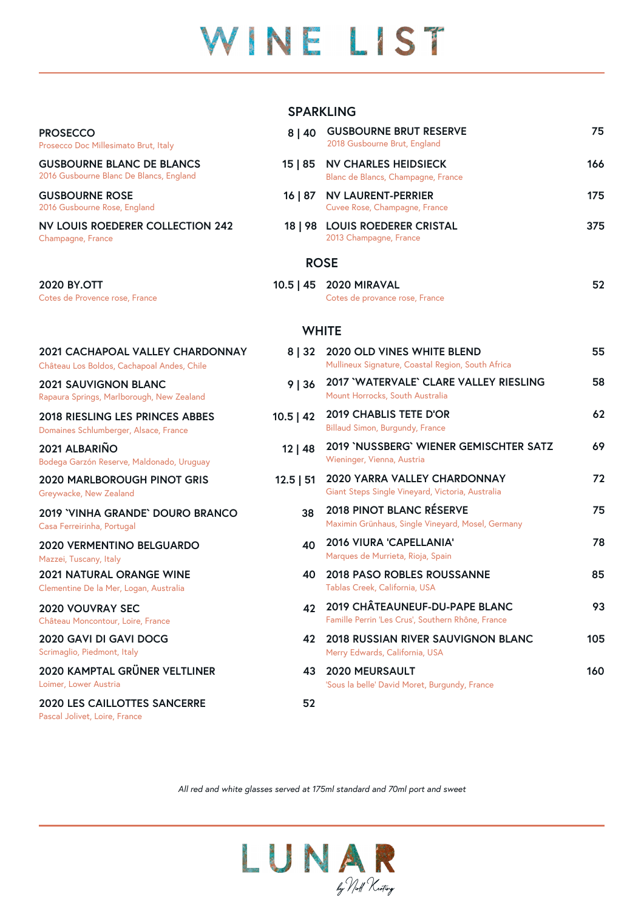# WINE LIST

## SPARKLING

| | | | |
|---|---|---|---|
| **PROSECCO**<br>Prosecco Doc Millesimato Brut, Italy | 8 \| 40 | **GUSBOURNE BRUT RESERVE**<br>2018 Gusbourne Brut, England | 75 |
| **GUSBOURNE BLANC DE BLANCS**<br>2016 Gusbourne Blanc De Blancs, England | 15 \| 85 | **NV CHARLES HEIDSIECK**<br>Blanc de Blancs, Champagne, France | 166 |
| **GUSBOURNE ROSE**<br>2016 Gusbourne Rose, England | 16 \| 87 | **NV LAURENT-PERRIER**<br>Cuvee Rose, Champagne, France | 175 |
| **NV LOUIS ROEDERER COLLECTION 242**<br>Champagne, France | 18 \| 98 | **LOUIS ROEDERER CRISTAL**<br>2013 Champagne, France | 375 |

## ROSE

| | | | |
|---|---|---|---|
| **2020 BY.OTT**<br>Cotes de Provence rose, France | 10.5 \| 45 | **2020 MIRAVAL**<br>Cotes de provance rose, France | 52 |

## WHITE

| | | | |
|---|---|---|---|
| **2021 CACHAPOAL VALLEY CHARDONNAY**<br>Château Los Boldos, Cachapoal Andes, Chile | 8 \| 32 | **2020 OLD VINES WHITE BLEND**<br>Mullineux Signature, Coastal Region, South Africa | 55 |
| **2021 SAUVIGNON BLANC**<br>Rapaura Springs, Marlborough, New Zealand | 9 \| 36 | **2017 `WATERVALE` CLARE VALLEY RIESLING**<br>Mount Horrocks, South Australia | 58 |
| **2018 RIESLING LES PRINCES ABBES**<br>Domaines Schlumberger, Alsace, France | 10.5 \| 42 | **2019 CHABLIS TETE D'OR**<br>Billaud Simon, Burgundy, France | 62 |
| **2021 ALBARIÑO**<br>Bodega Garzón Reserve, Maldonado, Uruguay | 12 \| 48 | **2019 `NUSSBERG` WIENER GEMISCHTER SATZ**<br>Wieninger, Vienna, Austria | 69 |
| **2020 MARLBOROUGH PINOT GRIS**<br>Greywacke, New Zealand | 12.5 \| 51 | **2020 YARRA VALLEY CHARDONNAY**<br>Giant Steps Single Vineyard, Victoria, Australia | 72 |
| **2019 `VINHA GRANDE` DOURO BRANCO**<br>Casa Ferreirinha, Portugal | 38 | **2018 PINOT BLANC RÉSERVE**<br>Maximin Grünhaus, Single Vineyard, Mosel, Germany | 75 |
| **2020 VERMENTINO BELGUARDO**<br>Mazzei, Tuscany, Italy | 40 | **2016 VIURA 'CAPELLANIA'**<br>Marques de Murrieta, Rioja, Spain | 78 |
| **2021 NATURAL ORANGE WINE**<br>Clementine De la Mer, Logan, Australia | 40 | **2018 PASO ROBLES ROUSSANNE**<br>Tablas Creek, California, USA | 85 |
| **2020 VOUVRAY SEC**<br>Château Moncontour, Loire, France | 42 | **2019 CHÂTEAUNEUF-DU-PAPE BLANC**<br>Famille Perrin 'Les Crus', Southern Rhône, France | 93 |
| **2020 GAVI DI GAVI DOCG**<br>Scrimaglio, Piedmont, Italy | 42 | **2018 RUSSIAN RIVER SAUVIGNON BLANC**<br>Merry Edwards, California, USA | 105 |
| **2020 KAMPTAL GRÜNER VELTLINER**<br>Loimer, Lower Austria | 43 | **2020 MEURSAULT**<br>'Sous la belle' David Moret, Burgundy, France | 160 |
| **2020 LES CAILLOTTES SANCERRE**<br>Pascal Jolivet, Loire, France | 52 | | |

*All red and white glasses served at 175ml standard and 70ml port and sweet*

LUNAR

by Niall Keating